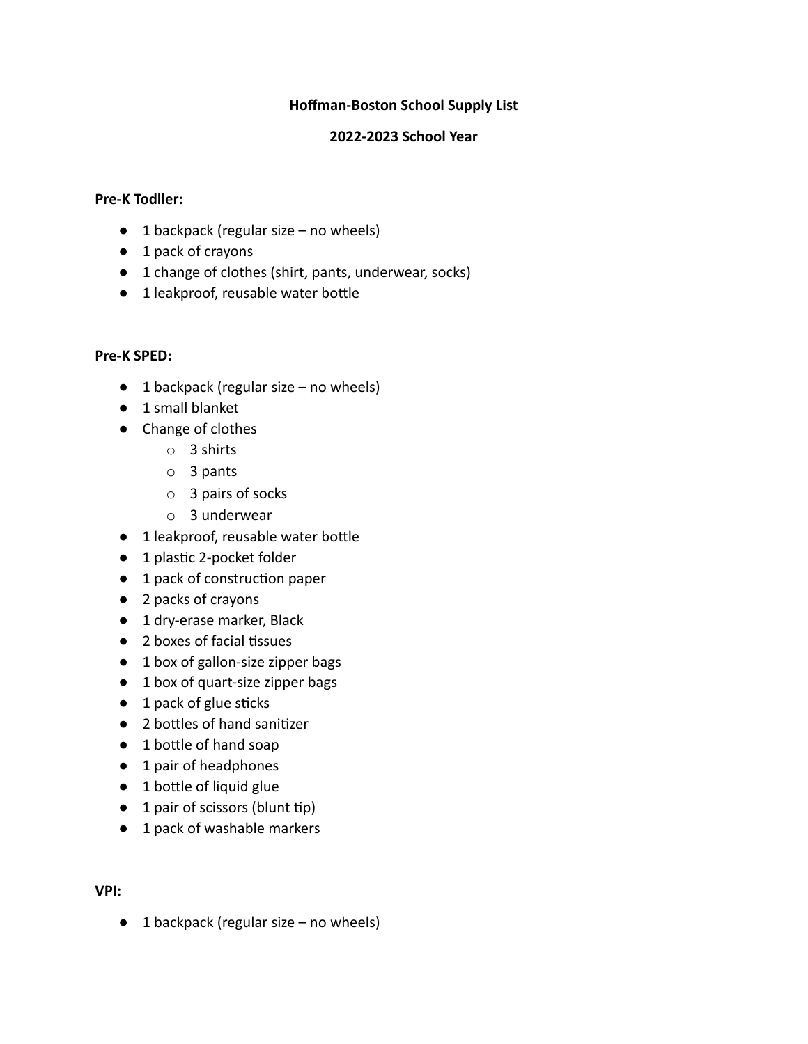# Hoffman-Boston School Supply List

## 2022-2023 School Year

**Pre-K Todller:**

- 1 backpack (regular size – no wheels)
- 1 pack of crayons
- 1 change of clothes (shirt, pants, underwear, socks)
- 1 leakproof, reusable water bottle

**Pre-K SPED:**

- 1 backpack (regular size – no wheels)
- 1 small blanket
- Change of clothes
  - 3 shirts
  - 3 pants
  - 3 pairs of socks
  - 3 underwear
- 1 leakproof, reusable water bottle
- 1 plastic 2-pocket folder
- 1 pack of construction paper
- 2 packs of crayons
- 1 dry-erase marker, Black
- 2 boxes of facial tissues
- 1 box of gallon-size zipper bags
- 1 box of quart-size zipper bags
- 1 pack of glue sticks
- 2 bottles of hand sanitizer
- 1 bottle of hand soap
- 1 pair of headphones
- 1 bottle of liquid glue
- 1 pair of scissors (blunt tip)
- 1 pack of washable markers

**VPI:**

- 1 backpack (regular size – no wheels)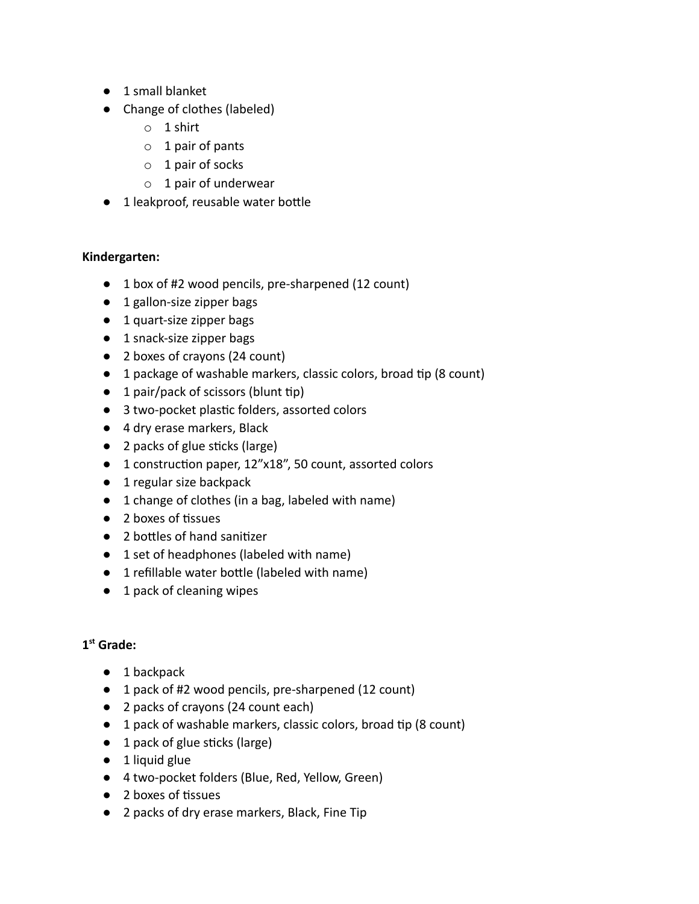- 1 small blanket
- Change of clothes (labeled)
    - 1 shirt
    - 1 pair of pants
    - 1 pair of socks
    - 1 pair of underwear
- 1 leakproof, reusable water bottle

**Kindergarten:**

- 1 box of #2 wood pencils, pre-sharpened (12 count)
- 1 gallon-size zipper bags
- 1 quart-size zipper bags
- 1 snack-size zipper bags
- 2 boxes of crayons (24 count)
- 1 package of washable markers, classic colors, broad tip (8 count)
- 1 pair/pack of scissors (blunt tip)
- 3 two-pocket plastic folders, assorted colors
- 4 dry erase markers, Black
- 2 packs of glue sticks (large)
- 1 construction paper, 12"x18", 50 count, assorted colors
- 1 regular size backpack
- 1 change of clothes (in a bag, labeled with name)
- 2 boxes of tissues
- 2 bottles of hand sanitizer
- 1 set of headphones (labeled with name)
- 1 refillable water bottle (labeled with name)
- 1 pack of cleaning wipes

**1st Grade:**

- 1 backpack
- 1 pack of #2 wood pencils, pre-sharpened (12 count)
- 2 packs of crayons (24 count each)
- 1 pack of washable markers, classic colors, broad tip (8 count)
- 1 pack of glue sticks (large)
- 1 liquid glue
- 4 two-pocket folders (Blue, Red, Yellow, Green)
- 2 boxes of tissues
- 2 packs of dry erase markers, Black, Fine Tip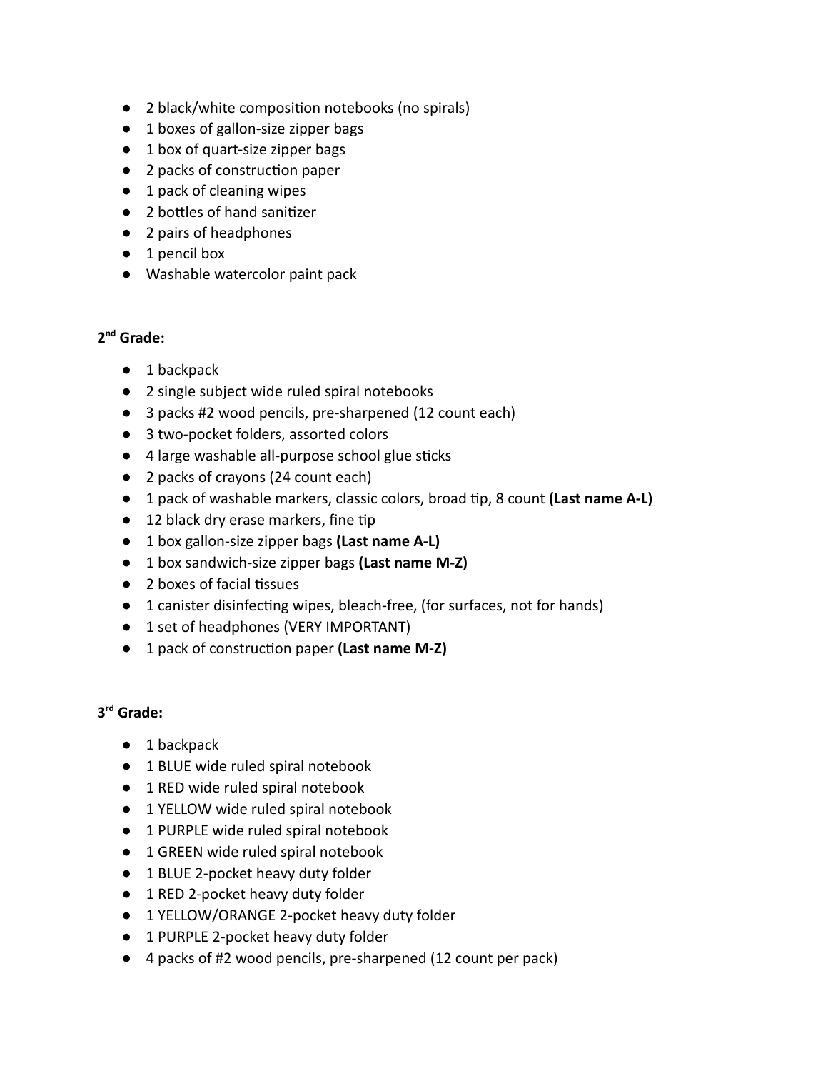- 2 black/white composition notebooks (no spirals)
- 1 boxes of gallon-size zipper bags
- 1 box of quart-size zipper bags
- 2 packs of construction paper
- 1 pack of cleaning wipes
- 2 bottles of hand sanitizer
- 2 pairs of headphones
- 1 pencil box
- Washable watercolor paint pack

**2nd Grade:**

- 1 backpack
- 2 single subject wide ruled spiral notebooks
- 3 packs #2 wood pencils, pre-sharpened (12 count each)
- 3 two-pocket folders, assorted colors
- 4 large washable all-purpose school glue sticks
- 2 packs of crayons (24 count each)
- 1 pack of washable markers, classic colors, broad tip, 8 count **(Last name A-L)**
- 12 black dry erase markers, fine tip
- 1 box gallon-size zipper bags **(Last name A-L)**
- 1 box sandwich-size zipper bags **(Last name M-Z)**
- 2 boxes of facial tissues
- 1 canister disinfecting wipes, bleach-free, (for surfaces, not for hands)
- 1 set of headphones (VERY IMPORTANT)
- 1 pack of construction paper **(Last name M-Z)**

**3rd Grade:**

- 1 backpack
- 1 BLUE wide ruled spiral notebook
- 1 RED wide ruled spiral notebook
- 1 YELLOW wide ruled spiral notebook
- 1 PURPLE wide ruled spiral notebook
- 1 GREEN wide ruled spiral notebook
- 1 BLUE 2-pocket heavy duty folder
- 1 RED 2-pocket heavy duty folder
- 1 YELLOW/ORANGE 2-pocket heavy duty folder
- 1 PURPLE 2-pocket heavy duty folder
- 4 packs of #2 wood pencils, pre-sharpened (12 count per pack)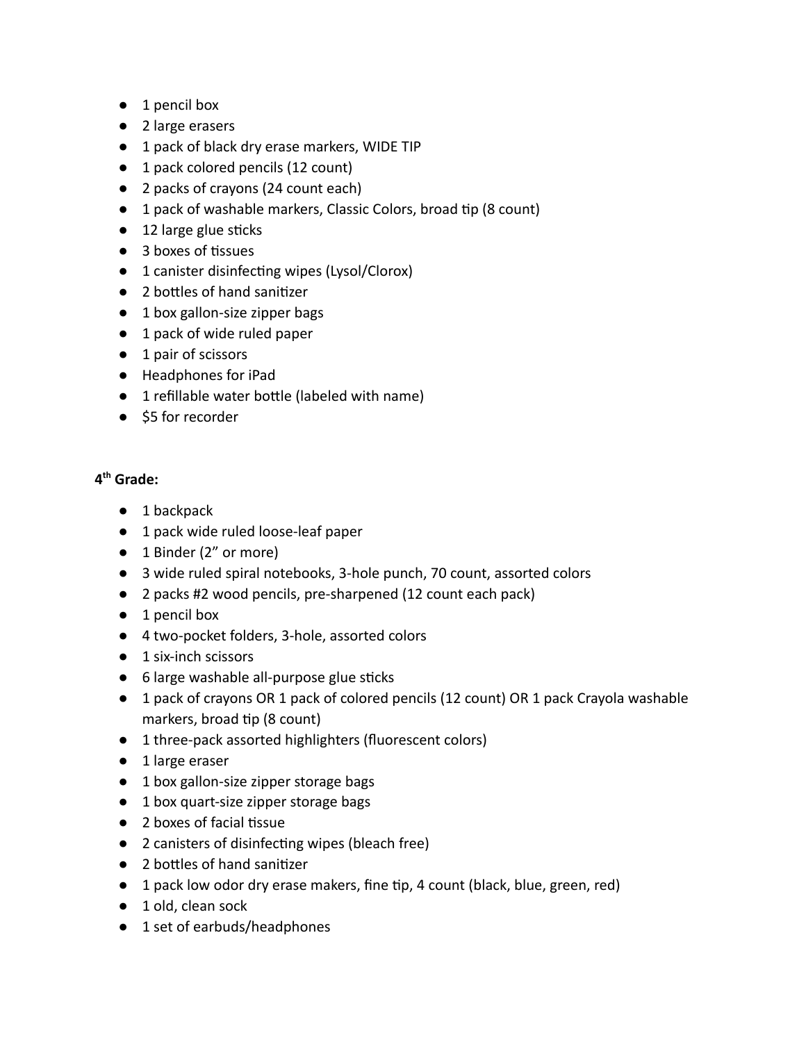- 1 pencil box
- 2 large erasers
- 1 pack of black dry erase markers, WIDE TIP
- 1 pack colored pencils (12 count)
- 2 packs of crayons (24 count each)
- 1 pack of washable markers, Classic Colors, broad tip (8 count)
- 12 large glue sticks
- 3 boxes of tissues
- 1 canister disinfecting wipes (Lysol/Clorox)
- 2 bottles of hand sanitizer
- 1 box gallon-size zipper bags
- 1 pack of wide ruled paper
- 1 pair of scissors
- Headphones for iPad
- 1 refillable water bottle (labeled with name)
- $5 for recorder

**4th Grade:**

- 1 backpack
- 1 pack wide ruled loose-leaf paper
- 1 Binder (2" or more)
- 3 wide ruled spiral notebooks, 3-hole punch, 70 count, assorted colors
- 2 packs #2 wood pencils, pre-sharpened (12 count each pack)
- 1 pencil box
- 4 two-pocket folders, 3-hole, assorted colors
- 1 six-inch scissors
- 6 large washable all-purpose glue sticks
- 1 pack of crayons OR 1 pack of colored pencils (12 count) OR 1 pack Crayola washable markers, broad tip (8 count)
- 1 three-pack assorted highlighters (fluorescent colors)
- 1 large eraser
- 1 box gallon-size zipper storage bags
- 1 box quart-size zipper storage bags
- 2 boxes of facial tissue
- 2 canisters of disinfecting wipes (bleach free)
- 2 bottles of hand sanitizer
- 1 pack low odor dry erase makers, fine tip, 4 count (black, blue, green, red)
- 1 old, clean sock
- 1 set of earbuds/headphones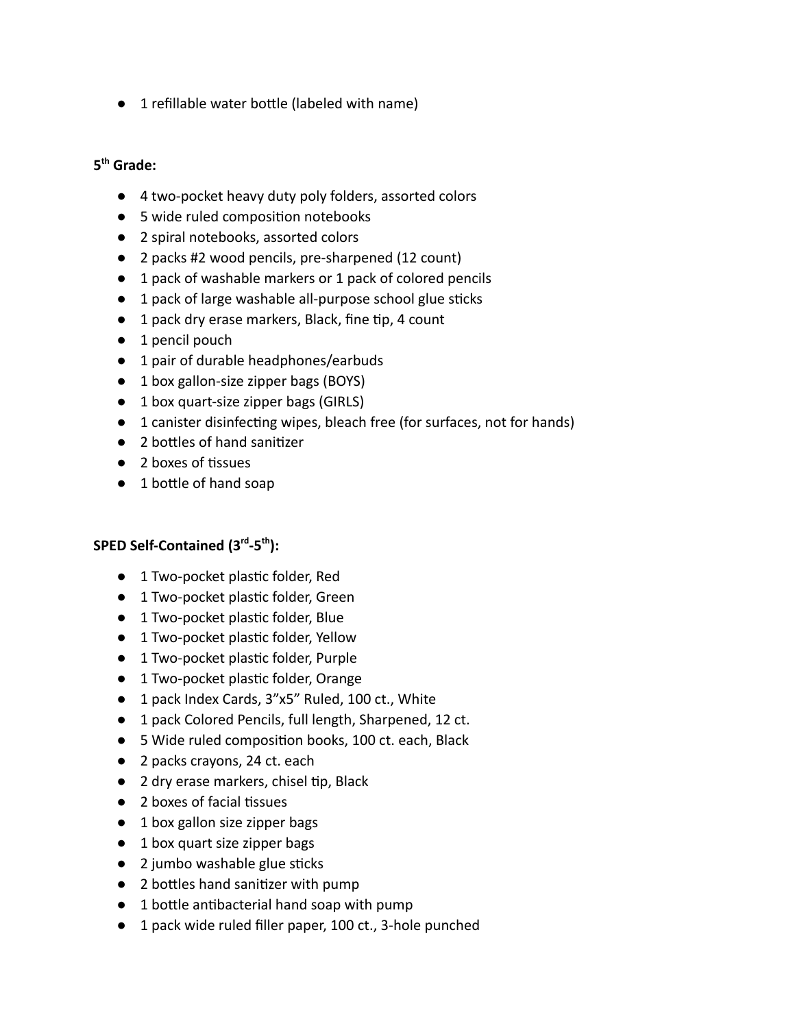- 1 refillable water bottle (labeled with name)

**5th Grade:**

- 4 two-pocket heavy duty poly folders, assorted colors
- 5 wide ruled composition notebooks
- 2 spiral notebooks, assorted colors
- 2 packs #2 wood pencils, pre-sharpened (12 count)
- 1 pack of washable markers or 1 pack of colored pencils
- 1 pack of large washable all-purpose school glue sticks
- 1 pack dry erase markers, Black, fine tip, 4 count
- 1 pencil pouch
- 1 pair of durable headphones/earbuds
- 1 box gallon-size zipper bags (BOYS)
- 1 box quart-size zipper bags (GIRLS)
- 1 canister disinfecting wipes, bleach free (for surfaces, not for hands)
- 2 bottles of hand sanitizer
- 2 boxes of tissues
- 1 bottle of hand soap

**SPED Self-Contained (3rd-5th):**

- 1 Two-pocket plastic folder, Red
- 1 Two-pocket plastic folder, Green
- 1 Two-pocket plastic folder, Blue
- 1 Two-pocket plastic folder, Yellow
- 1 Two-pocket plastic folder, Purple
- 1 Two-pocket plastic folder, Orange
- 1 pack Index Cards, 3”x5” Ruled, 100 ct., White
- 1 pack Colored Pencils, full length, Sharpened, 12 ct.
- 5 Wide ruled composition books, 100 ct. each, Black
- 2 packs crayons, 24 ct. each
- 2 dry erase markers, chisel tip, Black
- 2 boxes of facial tissues
- 1 box gallon size zipper bags
- 1 box quart size zipper bags
- 2 jumbo washable glue sticks
- 2 bottles hand sanitizer with pump
- 1 bottle antibacterial hand soap with pump
- 1 pack wide ruled filler paper, 100 ct., 3-hole punched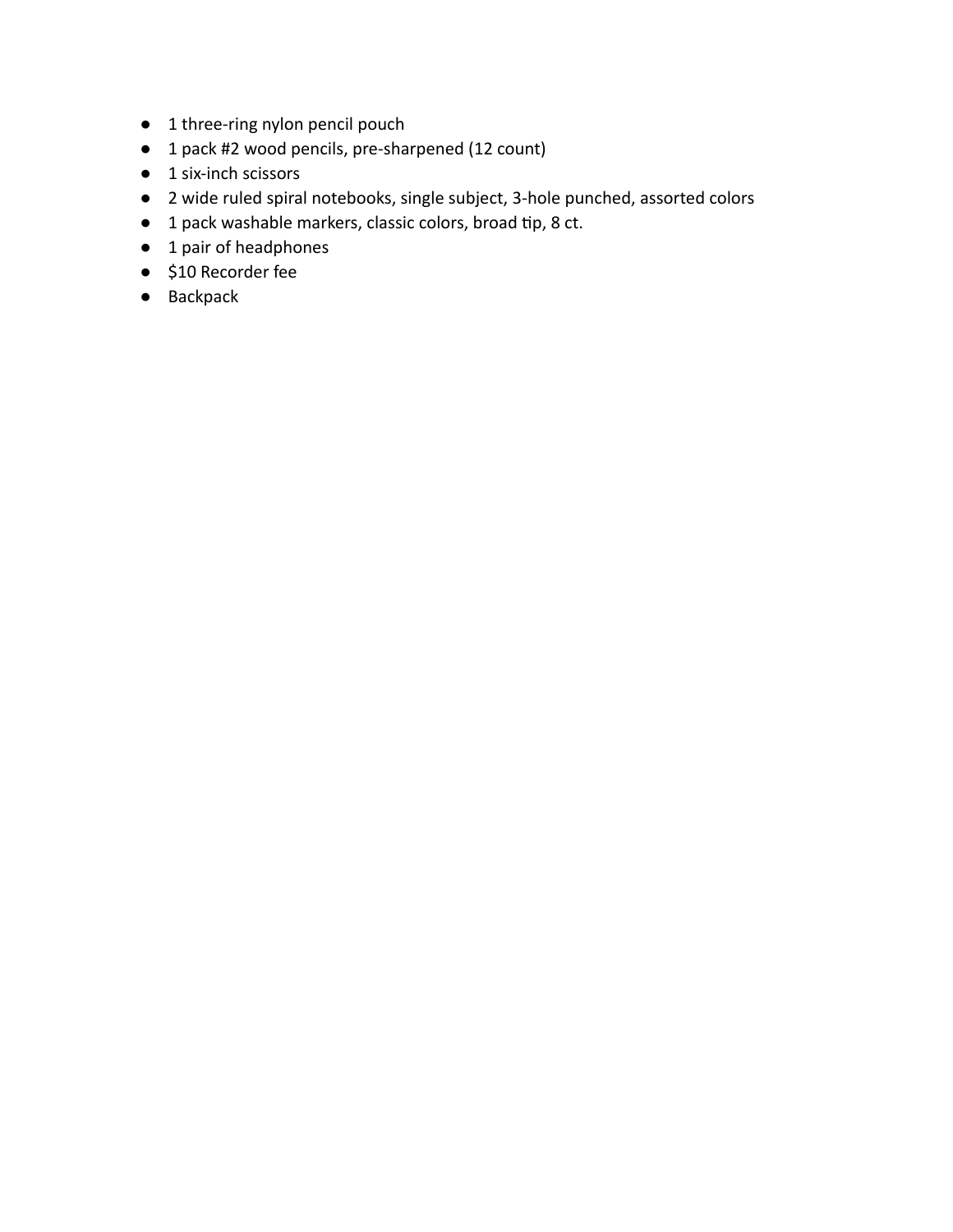- 1 three-ring nylon pencil pouch
- 1 pack #2 wood pencils, pre-sharpened (12 count)
- 1 six-inch scissors
- 2 wide ruled spiral notebooks, single subject, 3-hole punched, assorted colors
- 1 pack washable markers, classic colors, broad tip, 8 ct.
- 1 pair of headphones
- $10 Recorder fee
- Backpack